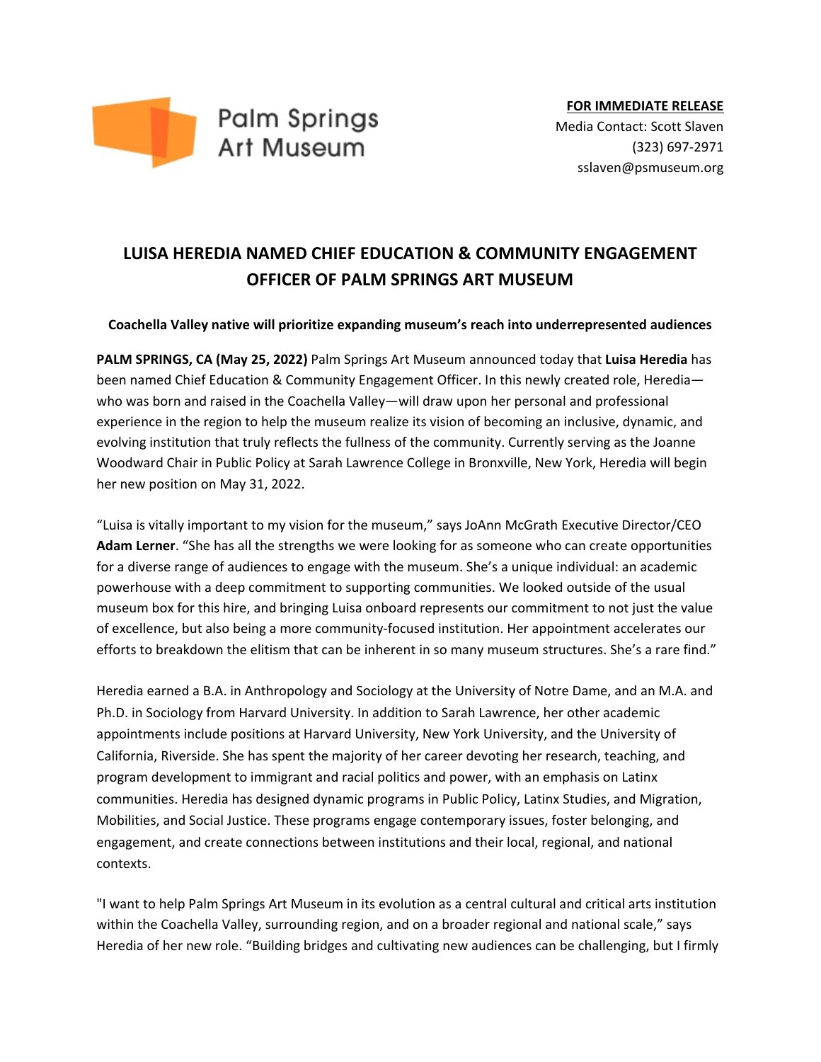Palm Springs Art Museum

**FOR IMMEDIATE RELEASE**
Media Contact: Scott Slaven
(323) 697-2971
sslaven@psmuseum.org

# LUISA HEREDIA NAMED CHIEF EDUCATION & COMMUNITY ENGAGEMENT OFFICER OF PALM SPRINGS ART MUSEUM

**Coachella Valley native will prioritize expanding museum's reach into underrepresented audiences**

**PALM SPRINGS, CA (May 25, 2022)** Palm Springs Art Museum announced today that **Luisa Heredia** has been named Chief Education & Community Engagement Officer. In this newly created role, Heredia—who was born and raised in the Coachella Valley—will draw upon her personal and professional experience in the region to help the museum realize its vision of becoming an inclusive, dynamic, and evolving institution that truly reflects the fullness of the community. Currently serving as the Joanne Woodward Chair in Public Policy at Sarah Lawrence College in Bronxville, New York, Heredia will begin her new position on May 31, 2022.

"Luisa is vitally important to my vision for the museum," says JoAnn McGrath Executive Director/CEO **Adam Lerner**. "She has all the strengths we were looking for as someone who can create opportunities for a diverse range of audiences to engage with the museum. She's a unique individual: an academic powerhouse with a deep commitment to supporting communities. We looked outside of the usual museum box for this hire, and bringing Luisa onboard represents our commitment to not just the value of excellence, but also being a more community-focused institution. Her appointment accelerates our efforts to breakdown the elitism that can be inherent in so many museum structures. She's a rare find."

Heredia earned a B.A. in Anthropology and Sociology at the University of Notre Dame, and an M.A. and Ph.D. in Sociology from Harvard University. In addition to Sarah Lawrence, her other academic appointments include positions at Harvard University, New York University, and the University of California, Riverside. She has spent the majority of her career devoting her research, teaching, and program development to immigrant and racial politics and power, with an emphasis on Latinx communities. Heredia has designed dynamic programs in Public Policy, Latinx Studies, and Migration, Mobilities, and Social Justice. These programs engage contemporary issues, foster belonging, and engagement, and create connections between institutions and their local, regional, and national contexts.

"I want to help Palm Springs Art Museum in its evolution as a central cultural and critical arts institution within the Coachella Valley, surrounding region, and on a broader regional and national scale," says Heredia of her new role. "Building bridges and cultivating new audiences can be challenging, but I firmly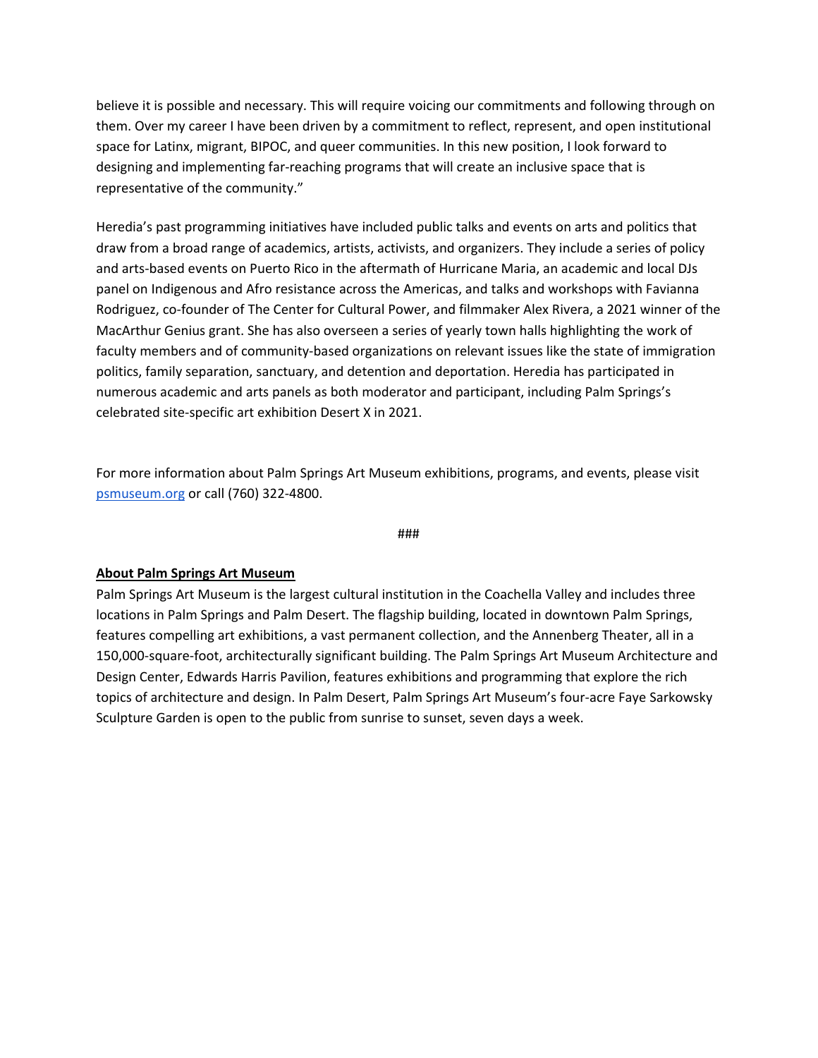believe it is possible and necessary. This will require voicing our commitments and following through on them. Over my career I have been driven by a commitment to reflect, represent, and open institutional space for Latinx, migrant, BIPOC, and queer communities. In this new position, I look forward to designing and implementing far-reaching programs that will create an inclusive space that is representative of the community."

Heredia's past programming initiatives have included public talks and events on arts and politics that draw from a broad range of academics, artists, activists, and organizers. They include a series of policy and arts-based events on Puerto Rico in the aftermath of Hurricane Maria, an academic and local DJs panel on Indigenous and Afro resistance across the Americas, and talks and workshops with Favianna Rodriguez, co-founder of The Center for Cultural Power, and filmmaker Alex Rivera, a 2021 winner of the MacArthur Genius grant. She has also overseen a series of yearly town halls highlighting the work of faculty members and of community-based organizations on relevant issues like the state of immigration politics, family separation, sanctuary, and detention and deportation. Heredia has participated in numerous academic and arts panels as both moderator and participant, including Palm Springs's celebrated site-specific art exhibition Desert X in 2021.

For more information about Palm Springs Art Museum exhibitions, programs, and events, please visit [psmuseum.org](psmuseum.org) or call (760) 322-4800.

###

**About Palm Springs Art Museum**

Palm Springs Art Museum is the largest cultural institution in the Coachella Valley and includes three locations in Palm Springs and Palm Desert. The flagship building, located in downtown Palm Springs, features compelling art exhibitions, a vast permanent collection, and the Annenberg Theater, all in a 150,000-square-foot, architecturally significant building. The Palm Springs Art Museum Architecture and Design Center, Edwards Harris Pavilion, features exhibitions and programming that explore the rich topics of architecture and design. In Palm Desert, Palm Springs Art Museum's four-acre Faye Sarkowsky Sculpture Garden is open to the public from sunrise to sunset, seven days a week.